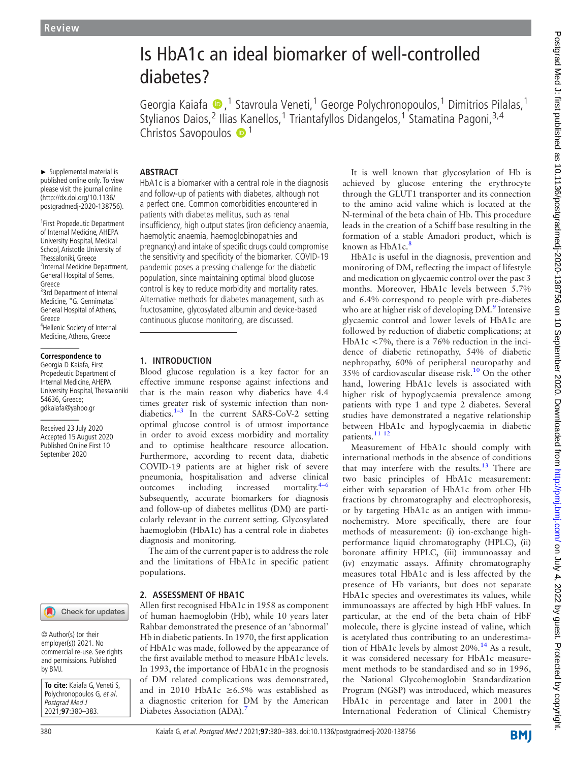Review

# Is HbA1c an ideal biomarker of well-controlled diabetes?

Georgia Kaiafa [1], Stavroula Veneti [1], George Polychronopoulos [1], Dimitrios Pilalas [1], Stylianos Daios [2], Ilias Kanellos [1], Triantafyllos Didangelos [1], Stamatina Pagoni [3,4], Christos Savopoulos [1]

► Supplemental material is published online only. To view please visit the journal online (http://dx.doi.org/10.1136/postgradmedj-2020-138756).

[1] First Propedeutic Department of Internal Medicine, AHEPA University Hospital, Medical School, Aristotle University of Thessaloniki, Greece
[2] Internal Medicine Department, General Hospital of Serres, Greece
[3] 3rd Department of Internal Medicine, "G. Gennimatas" General Hospital of Athens, Greece
[4] Hellenic Society of Internal Medicine, Athens, Greece

**Correspondence to**
Georgia D Kaiafa, First Propedeutic Department of Internal Medicine, AHEPA University Hospital, Thessaloniki 54636, Greece; gdkaiafa@yahoo.gr

Received 23 July 2020
Accepted 15 August 2020
Published Online First 10 September 2020

© Author(s) (or their employer(s)) 2021. No commercial re-use. See rights and permissions. Published by BMJ.

**To cite:** Kaiafa G, Veneti S, Polychronopoulos G, *et al*. *Postgrad Med J* 2021;**97**:380–383.

## ABSTRACT

HbA1c is a biomarker with a central role in the diagnosis and follow-up of patients with diabetes, although not a perfect one. Common comorbidities encountered in patients with diabetes mellitus, such as renal insufficiency, high output states (iron deficiency anaemia, haemolytic anaemia, haemoglobinopathies and pregnancy) and intake of specific drugs could compromise the sensitivity and specificity of the biomarker. COVID-19 pandemic poses a pressing challenge for the diabetic population, since maintaining optimal blood glucose control is key to reduce morbidity and mortality rates. Alternative methods for diabetes management, such as fructosamine, glycosylated albumin and device-based continuous glucose monitoring, are discussed.

## 1. INTRODUCTION

Blood glucose regulation is a key factor for an effective immune response against infections and that is the main reason why diabetics have 4.4 times greater risk of systemic infection than non-diabetics.[1–3] In the current SARS-CoV-2 setting optimal glucose control is of utmost importance in order to avoid excess morbidity and mortality and to optimise healthcare resource allocation. Furthermore, according to recent data, diabetic COVID-19 patients are at higher risk of severe pneumonia, hospitalisation and adverse clinical outcomes including increased mortality.[4–6] Subsequently, accurate biomarkers for diagnosis and follow-up of diabetes mellitus (DM) are particularly relevant in the current setting. Glycosylated haemoglobin (HbA1c) has a central role in diabetes diagnosis and monitoring.

The aim of the current paper is to address the role and the limitations of HbA1c in specific patient populations.

## 2. ASSESSMENT OF HBA1C

Allen first recognised HbA1c in 1958 as component of human haemoglobin (Hb), while 10 years later Rahbar demonstrated the presence of an 'abnormal' Hb in diabetic patients. In 1970, the first application of HbA1c was made, followed by the appearance of the first available method to measure HbA1c levels. In 1993, the importance of HbA1c in the prognosis of DM related complications was demonstrated, and in 2010 HbA1c ≥6.5% was established as a diagnostic criterion for DM by the American Diabetes Association (ADA).[7]

It is well known that glycosylation of Hb is achieved by glucose entering the erythrocyte through the GLUT1 transporter and its connection to the amino acid valine which is located at the N-terminal of the beta chain of Hb. This procedure leads in the creation of a Schiff base resulting in the formation of a stable Amadori product, which is known as HbA1c.[8]

HbA1c is useful in the diagnosis, prevention and monitoring of DM, reflecting the impact of lifestyle and medication on glycaemic control over the past 3 months. Moreover, HbA1c levels between 5.7% and 6.4% correspond to people with pre-diabetes who are at higher risk of developing DM.[9] Intensive glycaemic control and lower levels of HbA1c are followed by reduction of diabetic complications; at HbA1c <7%, there is a 76% reduction in the incidence of diabetic retinopathy, 54% of diabetic nephropathy, 60% of peripheral neuropathy and 35% of cardiovascular disease risk.[10] On the other hand, lowering HbA1c levels is associated with higher risk of hypoglycaemia prevalence among patients with type 1 and type 2 diabetes. Several studies have demonstrated a negative relationship between HbA1c and hypoglycaemia in diabetic patients.[11 12]

Measurement of HbA1c should comply with international methods in the absence of conditions that may interfere with the results.[13] There are two basic principles of HbA1c measurement: either with separation of HbA1c from other Hb fractions by chromatography and electrophoresis, or by targeting HbA1c as an antigen with immunochemistry. More specifically, there are four methods of measurement: (i) ion-exchange high-performance liquid chromatography (HPLC), (ii) boronate affinity HPLC, (iii) immunoassay and (iv) enzymatic assays. Affinity chromatography measures total HbA1c and is less affected by the presence of Hb variants, but does not separate HbA1c species and overestimates its values, while immunoassays are affected by high HbF values. In particular, at the end of the beta chain of HbF molecule, there is glycine instead of valine, which is acetylated thus contributing to an underestimation of HbA1c levels by almost 20%.[14] As a result, it was considered necessary for HbA1c measurement methods to be standardised and so in 1996, the National Glycohemoglobin Standardization Program (NGSP) was introduced, which measures HbA1c in percentage and later in 2001 the International Federation of Clinical Chemistry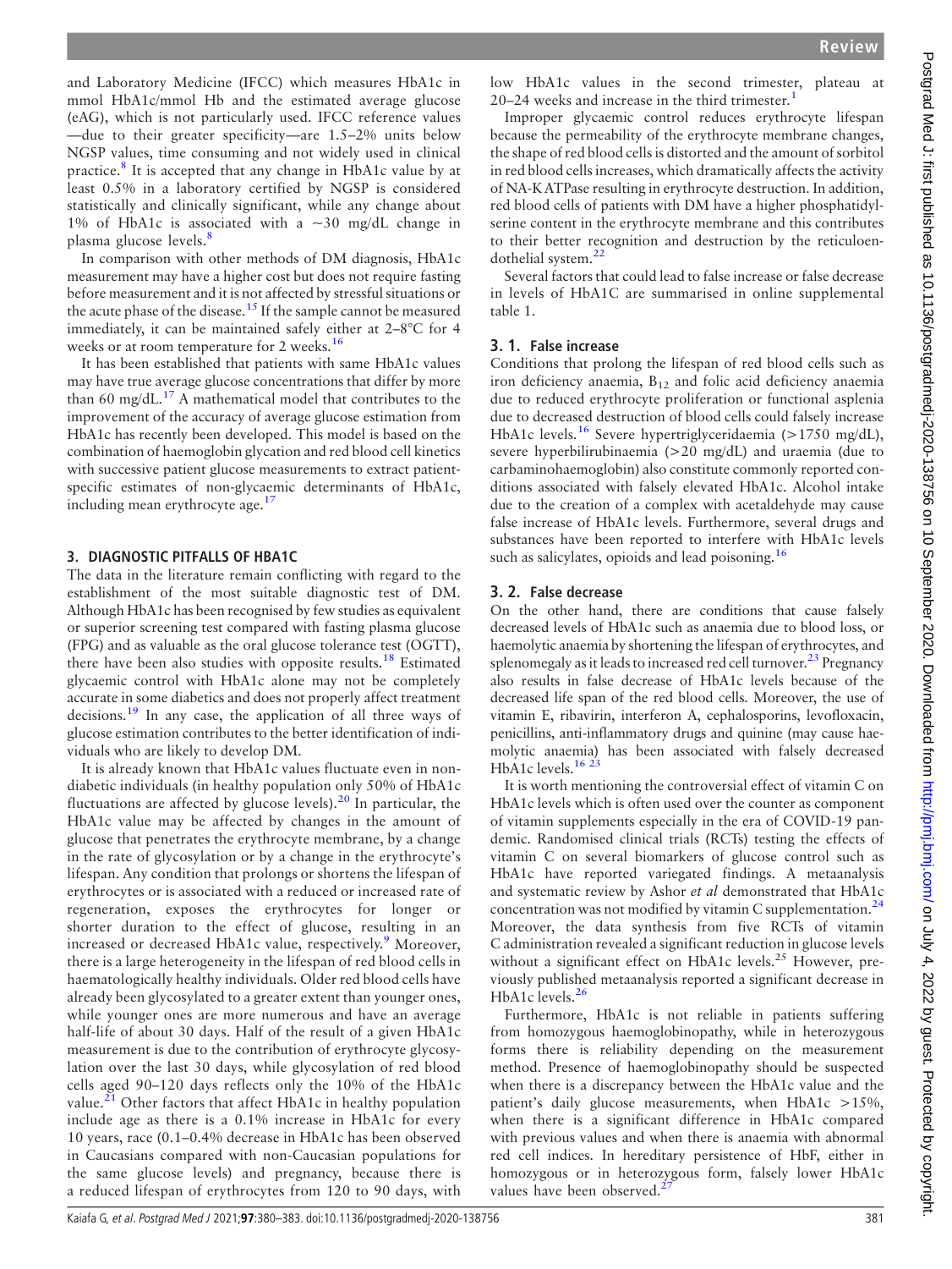and Laboratory Medicine (IFCC) which measures HbA1c in mmol HbA1c/mmol Hb and the estimated average glucose (eAG), which is not particularly used. IFCC reference values—due to their greater specificity—are 1.5–2% units below NGSP values, time consuming and not widely used in clinical practice.[8] It is accepted that any change in HbA1c value by at least 0.5% in a laboratory certified by NGSP is considered statistically and clinically significant, while any change about 1% of HbA1c is associated with a ~30 mg/dL change in plasma glucose levels.[8]

In comparison with other methods of DM diagnosis, HbA1c measurement may have a higher cost but does not require fasting before measurement and it is not affected by stressful situations or the acute phase of the disease.[15] If the sample cannot be measured immediately, it can be maintained safely either at 2–8°C for 4 weeks or at room temperature for 2 weeks.[16]

It has been established that patients with same HbA1c values may have true average glucose concentrations that differ by more than 60 mg/dL.[17] A mathematical model that contributes to the improvement of the accuracy of average glucose estimation from HbA1c has recently been developed. This model is based on the combination of haemoglobin glycation and red blood cell kinetics with successive patient glucose measurements to extract patient-specific estimates of non-glycaemic determinants of HbA1c, including mean erythrocyte age.[17]

## 3. DIAGNOSTIC PITFALLS OF HBA1C

The data in the literature remain conflicting with regard to the establishment of the most suitable diagnostic test of DM. Although HbA1c has been recognised by few studies as equivalent or superior screening test compared with fasting plasma glucose (FPG) and as valuable as the oral glucose tolerance test (OGTT), there have been also studies with opposite results.[18] Estimated glycaemic control with HbA1c alone may not be completely accurate in some diabetics and does not properly affect treatment decisions.[19] In any case, the application of all three ways of glucose estimation contributes to the better identification of individuals who are likely to develop DM.

It is already known that HbA1c values fluctuate even in non-diabetic individuals (in healthy population only 50% of HbA1c fluctuations are affected by glucose levels).[20] In particular, the HbA1c value may be affected by changes in the amount of glucose that penetrates the erythrocyte membrane, by a change in the rate of glycosylation or by a change in the erythrocyte's lifespan. Any condition that prolongs or shortens the lifespan of erythrocytes or is associated with a reduced or increased rate of regeneration, exposes the erythrocytes for longer or shorter duration to the effect of glucose, resulting in an increased or decreased HbA1c value, respectively.[9] Moreover, there is a large heterogeneity in the lifespan of red blood cells in haematologically healthy individuals. Older red blood cells have already been glycosylated to a greater extent than younger ones, while younger ones are more numerous and have an average half-life of about 30 days. Half of the result of a given HbA1c measurement is due to the contribution of erythrocyte glycosylation over the last 30 days, while glycosylation of red blood cells aged 90–120 days reflects only the 10% of the HbA1c value.[21] Other factors that affect HbA1c in healthy population include age as there is a 0.1% increase in HbA1c for every 10 years, race (0.1–0.4% decrease in HbA1c has been observed in Caucasians compared with non-Caucasian populations for the same glucose levels) and pregnancy, because there is a reduced lifespan of erythrocytes from 120 to 90 days, with low HbA1c values in the second trimester, plateau at 20–24 weeks and increase in the third trimester.[1]

Improper glycaemic control reduces erythrocyte lifespan because the permeability of the erythrocyte membrane changes, the shape of red blood cells is distorted and the amount of sorbitol in red blood cells increases, which dramatically affects the activity of NA-K ATPase resulting in erythrocyte destruction. In addition, red blood cells of patients with DM have a higher phosphatidylserine content in the erythrocyte membrane and this contributes to their better recognition and destruction by the reticuloendothelial system.[22]

Several factors that could lead to false increase or false decrease in levels of HbA1C are summarised in online supplemental table 1.

### 3. 1. False increase

Conditions that prolong the lifespan of red blood cells such as iron deficiency anaemia, $B_{12}$ and folic acid deficiency anaemia due to reduced erythrocyte proliferation or functional asplenia due to decreased destruction of blood cells could falsely increase HbA1c levels.[16] Severe hypertriglyceridaemia (>1750 mg/dL), severe hyperbilirubinaemia (>20 mg/dL) and uraemia (due to carbaminohaemoglobin) also constitute commonly reported conditions associated with falsely elevated HbA1c. Alcohol intake due to the creation of a complex with acetaldehyde may cause false increase of HbA1c levels. Furthermore, several drugs and substances have been reported to interfere with HbA1c levels such as salicylates, opioids and lead poisoning.[16]

### 3. 2. False decrease

On the other hand, there are conditions that cause falsely decreased levels of HbA1c such as anaemia due to blood loss, or haemolytic anaemia by shortening the lifespan of erythrocytes, and splenomegaly as it leads to increased red cell turnover.[23] Pregnancy also results in false decrease of HbA1c levels because of the decreased life span of the red blood cells. Moreover, the use of vitamin E, ribavirin, interferon A, cephalosporins, levofloxacin, penicillins, anti-inflammatory drugs and quinine (may cause haemolytic anaemia) has been associated with falsely decreased HbA1c levels.[16,23]

It is worth mentioning the controversial effect of vitamin C on HbA1c levels which is often used over the counter as component of vitamin supplements especially in the era of COVID-19 pandemic. Randomised clinical trials (RCTs) testing the effects of vitamin C on several biomarkers of glucose control such as HbA1c have reported variegated findings. A metaanalysis and systematic review by Ashor *et al* demonstrated that HbA1c concentration was not modified by vitamin C supplementation.[24] Moreover, the data synthesis from five RCTs of vitamin C administration revealed a significant reduction in glucose levels without a significant effect on HbA1c levels.[25] However, previously published metaanalysis reported a significant decrease in HbA1c levels.[26]

Furthermore, HbA1c is not reliable in patients suffering from homozygous haemoglobinopathy, while in heterozygous forms there is reliability depending on the measurement method. Presence of haemoglobinopathy should be suspected when there is a discrepancy between the HbA1c value and the patient's daily glucose measurements, when HbA1c >15%, when there is a significant difference in HbA1c compared with previous values and when there is anaemia with abnormal red cell indices. In hereditary persistence of HbF, either in homozygous or in heterozygous form, falsely lower HbA1c values have been observed.[27]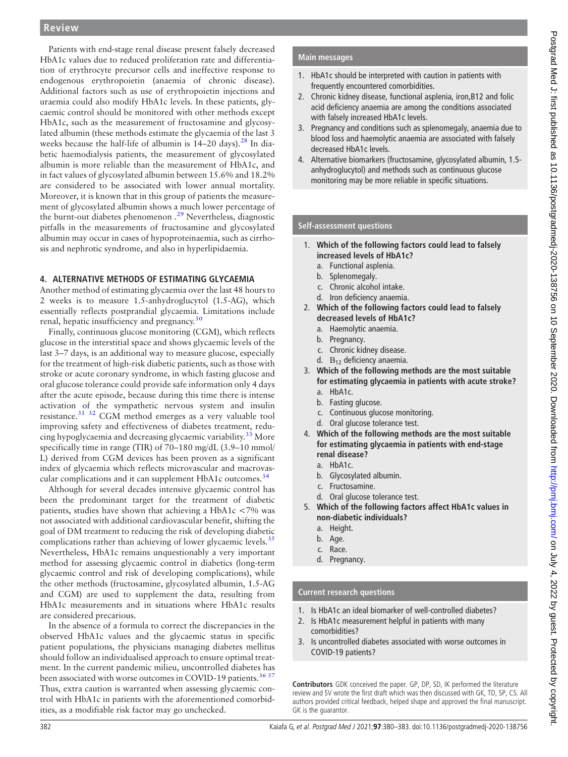Patients with end-stage renal disease present falsely decreased HbA1c values due to reduced proliferation rate and differentiation of erythrocyte precursor cells and ineffective response to endogenous erythropoietin (anaemia of chronic disease). Additional factors such as use of erythropoietin injections and uraemia could also modify HbA1c levels. In these patients, glycaemic control should be monitored with other methods except HbA1c, such as the measurement of fructosamine and glycosylated albumin (these methods estimate the glycaemia of the last 3 weeks because the half-life of albumin is 14–20 days).[28] In diabetic haemodialysis patients, the measurement of glycosylated albumin is more reliable than the measurement of HbA1c, and in fact values of glycosylated albumin between 15.6% and 18.2% are considered to be associated with lower annual mortality. Moreover, it is known that in this group of patients the measurement of glycosylated albumin shows a much lower percentage of the burnt-out diabetes phenomenon .[29] Nevertheless, diagnostic pitfalls in the measurements of fructosamine and glycosylated albumin may occur in cases of hypoproteinaemia, such as cirrhosis and nephrotic syndrome, and also in hyperlipidaemia.

## 4. ALTERNATIVE METHODS OF ESTIMATING GLYCAEMIA

Another method of estimating glycaemia over the last 48 hours to 2 weeks is to measure 1.5-anhydroglucytol (1.5-AG), which essentially reflects postprandial glycaemia. Limitations include renal, hepatic insufficiency and pregnancy.[30]

Finally, continuous glucose monitoring (CGM), which reflects glucose in the interstitial space and shows glycaemic levels of the last 3–7 days, is an additional way to measure glucose, especially for the treatment of high-risk diabetic patients, such as those with stroke or acute coronary syndrome, in which fasting glucose and oral glucose tolerance could provide safe information only 4 days after the acute episode, because during this time there is intense activation of the sympathetic nervous system and insulin resistance.[31,32] CGM method emerges as a very valuable tool improving safety and effectiveness of diabetes treatment, reducing hypoglycaemia and decreasing glycaemic variability.[33] More specifically time in range (TIR) of 70–180 mg/dL (3.9–10 mmol/L) derived from CGM devices has been proven as a significant index of glycaemia which reflects microvascular and macrovascular complications and it can supplement HbA1c outcomes.[34]

Although for several decades intensive glycaemic control has been the predominant target for the treatment of diabetic patients, studies have shown that achieving a HbA1c <7% was not associated with additional cardiovascular benefit, shifting the goal of DM treatment to reducing the risk of developing diabetic complications rather than achieving of lower glycaemic levels.[35] Nevertheless, HbA1c remains unquestionably a very important method for assessing glycaemic control in diabetics (long-term glycaemic control and risk of developing complications), while the other methods (fructosamine, glycosylated albumin, 1.5-AG and CGM) are used to supplement the data, resulting from HbA1c measurements and in situations where HbA1c results are considered precarious.

In the absence of a formula to correct the discrepancies in the observed HbA1c values and the glycaemic status in specific patient populations, the physicians managing diabetes mellitus should follow an individualised approach to ensure optimal treatment. In the current pandemic milieu, uncontrolled diabetes has been associated with worse outcomes in COVID-19 patients.[36,37] Thus, extra caution is warranted when assessing glycaemic control with HbA1c in patients with the aforementioned comorbidities, as a modifiable risk factor may go unchecked.

### Main messages

1. HbA1c should be interpreted with caution in patients with frequently encountered comorbidities.
2. Chronic kidney disease, functional asplenia, iron,B12 and folic acid deficiency anaemia are among the conditions associated with falsely increased HbA1c levels.
3. Pregnancy and conditions such as splenomegaly, anaemia due to blood loss and haemolytic anaemia are associated with falsely decreased HbA1c levels.
4. Alternative biomarkers (fructosamine, glycosylated albumin, 1.5-anhydroglucytol) and methods such as continuous glucose monitoring may be more reliable in specific situations.

### Self-assessment questions

1. **Which of the following factors could lead to falsely increased levels of HbA1c?**
   a. Functional asplenia.
   b. Splenomegaly.
   c. Chronic alcohol intake.
   d. Iron deficiency anaemia.
2. **Which of the following factors could lead to falsely decreased levels of HbA1c?**
   a. Haemolytic anaemia.
   b. Pregnancy.
   c. Chronic kidney disease.
   d. $B_{12}$ deficiency anaemia.
3. **Which of the following methods are the most suitable for estimating glycaemia in patients with acute stroke?**
   a. HbA1c.
   b. Fasting glucose.
   c. Continuous glucose monitoring.
   d. Oral glucose tolerance test.
4. **Which of the following methods are the most suitable for estimating glycaemia in patients with end-stage renal disease?**
   a. HbA1c.
   b. Glycosylated albumin.
   c. Fructosamine.
   d. Oral glucose tolerance test.
5. **Which of the following factors affect HbA1c values in non-diabetic individuals?**
   a. Height.
   b. Age.
   c. Race.
   d. Pregnancy.

### Current research questions

1. Is HbA1c an ideal biomarker of well-controlled diabetes?
2. Is HbA1c measurement helpful in patients with many comorbidities?
3. Is uncontrolled diabetes associated with worse outcomes in COVID-19 patients?

**Contributors** GDK conceived the paper. GP, DP, SD, IK performed the literature review and SV wrote the first draft which was then discussed with GK, TD, SP, CS. All authors provided critical feedback, helped shape and approved the final manuscript. GK is the guarantor.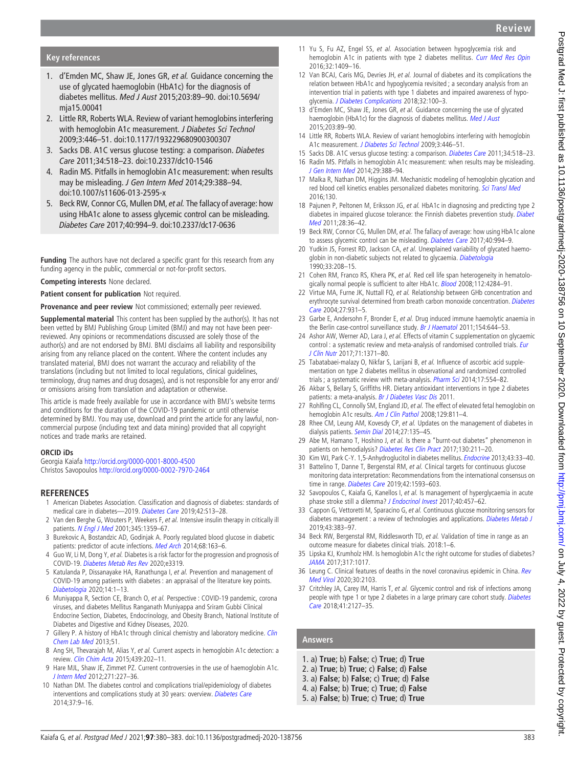## Key references

1. d'Emden MC, Shaw JE, Jones GR, *et al.* Guidance concerning the use of glycated haemoglobin (HbA1c) for the diagnosis of diabetes mellitus. *Med J Aust* 2015;203:89–90. doi:10.5694/mja15.00041
2. Little RR, Roberts WLA. Review of variant hemoglobins interfering with hemoglobin A1c measurement. *J Diabetes Sci Technol* 2009;3:446–51. doi:10.1177/193229680900300307
3. Sacks DB. A1C versus glucose testing: a comparison. *Diabetes Care* 2011;34:518–23. doi:10.2337/dc10-1546
4. Radin MS. Pitfalls in hemoglobin A1c measurement: when results may be misleading. *J Gen Intern Med* 2014;29:388–94. doi:10.1007/s11606-013-2595-x
5. Beck RW, Connor CG, Mullen DM, *et al.* The fallacy of average: how using HbA1c alone to assess glycemic control can be misleading. *Diabetes Care* 2017;40:994–9. doi:10.2337/dc17-0636

**Funding** The authors have not declared a specific grant for this research from any funding agency in the public, commercial or not-for-profit sectors.

**Competing interests** None declared.

**Patient consent for publication** Not required.

**Provenance and peer review** Not commissioned; externally peer reviewed.

**Supplemental material** This content has been supplied by the author(s). It has not been vetted by BMJ Publishing Group Limited (BMJ) and may not have been peer-reviewed. Any opinions or recommendations discussed are solely those of the author(s) and are not endorsed by BMJ. BMJ disclaims all liability and responsibility arising from any reliance placed on the content. Where the content includes any translated material, BMJ does not warrant the accuracy and reliability of the translations (including but not limited to local regulations, clinical guidelines, terminology, drug names and drug dosages), and is not responsible for any error and/or omissions arising from translation and adaptation or otherwise.

This article is made freely available for use in accordance with BMJ's website terms and conditions for the duration of the COVID-19 pandemic or until otherwise determined by BMJ. You may use, download and print the article for any lawful, non-commercial purpose (including text and data mining) provided that all copyright notices and trade marks are retained.

### ORCID iDs

Georgia Kaiafa http://orcid.org/0000-0001-8000-4500
Christos Savopoulos http://orcid.org/0000-0002-7970-2464

## REFERENCES

1. American Diabetes Association. Classification and diagnosis of diabetes: standards of medical care in diabetes—2019. *Diabetes Care* 2019;42:S13–28.
2. Van den Berghe G, Wouters P, Weekers F, *et al.* Intensive insulin therapy in critically ill patients. *N Engl J Med* 2001;345:1359–67.
3. Burekovic A, Bostandzic AD, Godinjak A. Poorly regulated blood glucose in diabetic patients: predictor of acute infections. *Med Arch* 2014;68:163–6.
4. Guo W, Li M, Dong Y, *et al.* Diabetes is a risk factor for the progression and prognosis of COVID-19. *Diabetes Metab Res Rev* 2020;e3319.
5. Katulanda P, Dissanayake HA, Ranathunga I, *et al.* Prevention and management of COVID-19 among patients with diabetes : an appraisal of the literature key points. *Diabetologia* 2020;14:1–13.
6. Muniyappa R, Section CE, Branch O, *et al.* Perspective : COVID-19 pandemic, corona viruses, and diabetes Mellitus Ranganath Muniyappa and Sriram Gubbi Clinical Endocrine Section, Diabetes, Endocrinology, and Obesity Branch, National Institute of Diabetes and Digestive and Kidney Diseases, 2020.
7. Gillery P. A history of HbA1c through clinical chemistry and laboratory medicine. *Clin Chem Lab Med* 2013;51.
8. Ang SH, Thevarajah M, Alias Y, *et al.* Current aspects in hemoglobin A1c detection: a review. *Clin Chim Acta* 2015;439:202–11.
9. Hare MJL, Shaw JE, Zimmet PZ. Current controversies in the use of haemoglobin A1c. *J Intern Med* 2012;271:227–36.
10. Nathan DM. The diabetes control and complications trial/epidemiology of diabetes interventions and complications study at 30 years: overview. *Diabetes Care* 2014;37:9–16.
11. Yu S, Fu AZ, Engel SS, *et al.* Association between hypoglycemia risk and hemoglobin A1c in patients with type 2 diabetes mellitus. *Curr Med Res Opin* 2016;32:1409–16.
12. Van BCAJ, Caris MG, Devries JH, *et al.* Journal of diabetes and its complications the relation between HbA1c and hypoglycemia revisited ; a secondary analysis from an intervention trial in patients with type 1 diabetes and impaired awareness of hypoglycemia. *J Diabetes Complications* 2018;32:100–3.
13. d'Emden MC, Shaw JE, Jones GR, *et al.* Guidance concerning the use of glycated haemoglobin (HbA1c) for the diagnosis of diabetes mellitus. *Med J Aust* 2015;203:89–90.
14. Little RR, Roberts WLA. Review of variant hemoglobins interfering with hemoglobin A1c measurement. *J Diabetes Sci Technol* 2009;3:446–51.
15. Sacks DB. A1C versus glucose testing: a comparison. *Diabetes Care* 2011;34:518–23.
16. Radin MS. Pitfalls in hemoglobin A1c measurement: when results may be misleading. *J Gen Intern Med* 2014;29:388–94.
17. Malka R, Nathan DM, Higgins JM. Mechanistic modeling of hemoglobin glycation and red blood cell kinetics enables personalized diabetes monitoring. *Sci Transl Med* 2016;130.
18. Pajunen P, Peltonen M, Eriksson JG, *et al.* HbA1c in diagnosing and predicting type 2 diabetes in impaired glucose tolerance: the Finnish diabetes prevention study. *Diabet Med* 2011;28:36–42.
19. Beck RW, Connor CG, Mullen DM, *et al.* The fallacy of average: how using HbA1c alone to assess glycemic control can be misleading. *Diabetes Care* 2017;40:994–9.
20. Yudkin JS, Forrest RD, Jackson CA, *et al.* Unexplained variability of glycated haemoglobin in non-diabetic subjects not related to glycaemia. *Diabetologia* 1990;33:208–15.
21. Cohen RM, Franco RS, Khera PK, *et al.* Red cell life span heterogeneity in hematologically normal people is sufficient to alter HbA1c. *Blood* 2008;112:4284–91.
22. Virtue MA, Furne JK, Nuttall FQ, *et al.* Relationship between GHb concentration and erythrocyte survival determined from breath carbon monoxide concentration. *Diabetes Care* 2004;27:931–5.
23. Garbe E, Andersohn F, Bronder E, *et al.* Drug induced immune haemolytic anaemia in the Berlin case-control surveillance study. *Br J Haematol* 2011;154:644–53.
24. Ashor AW, Werner AD, Lara J, *et al.* Effects of vitamin C supplementation on glycaemic control : a systematic review and meta-analysis of randomised controlled trials. *Eur J Clin Nutr* 2017;71:1371–80.
25. Tabatabaei-malazy O, Nikfar S, Larijani B, *et al.* Influence of ascorbic acid supplementation on type 2 diabetes mellitus in observational and randomized controlled trials ; a systematic review with meta-analysis. *Pharm Sci* 2014;17:554–82.
26. Akbar S, Bellary S, Griffiths HR. Dietary antioxidant interventions in type 2 diabetes patients: a meta-analysis. *Br J Diabetes Vasc Dis* 2011.
27. Rohlfing CL, Connolly SM, England JD, *et al.* The effect of elevated fetal hemoglobin on hemoglobin A1c results. *Am J Clin Pathol* 2008;129:811–4.
28. Rhee CM, Leung AM, Kovesdy CP, *et al.* Updates on the management of diabetes in dialysis patients. *Semin Dial* 2014;27:135–45.
29. Abe M, Hamano T, Hoshino J, *et al.* Is there a "burnt-out diabetes" phenomenon in patients on hemodialysis? *Diabetes Res Clin Pract* 2017;130:211–20.
30. Kim WJ, Park C-Y. 1,5-Anhydroglucitol in diabetes mellitus. *Endocrine* 2013;43:33–40.
31. Battelino T, Danne T, Bergenstal RM, *et al.* Clinical targets for continuous glucose monitoring data interpretation: Recommendations from the international consensus on time in range. *Diabetes Care* 2019;42:1593–603.
32. Savopoulos C, Kaiafa G, Kanellos I, *et al.* Is management of hyperglycaemia in acute phase stroke still a dilemma? *J Endocrinol Invest* 2017;40:457–62.
33. Cappon G, Vettoretti M, Sparacino G, *et al.* Continuous glucose monitoring sensors for diabetes management : a review of technologies and applications. *Diabetes Metab J* 2019;43:383–97.
34. Beck RW, Bergenstal RM, Riddlesworth TD, *et al.* Validation of time in range as an outcome measure for diabetes clinical trials. 2018:1–6.
35. Lipska KJ, Krumholz HM. Is hemoglobin A1c the right outcome for studies of diabetes? *JAMA* 2017;317:1017.
36. Leung C. Clinical features of deaths in the novel coronavirus epidemic in China. *Rev Med Virol* 2020;30:2103.
37. Critchley JA, Carey IM, Harris T, *et al.* Glycemic control and risk of infections among people with type 1 or type 2 diabetes in a large primary care cohort study. *Diabetes Care* 2018;41:2127–35.

## Answers

1. a) **True**; b) **False**; c) **True**; d) **True**
2. a) **True**; b) **True**; c) **False**; d) **False**
3. a) **False**; b) **False**; c) **True**; d) **False**
4. a) **False**; b) **True**; c) **True**; d) **False**
5. a) **False**; b) **True**; c) **True**; d) **True**